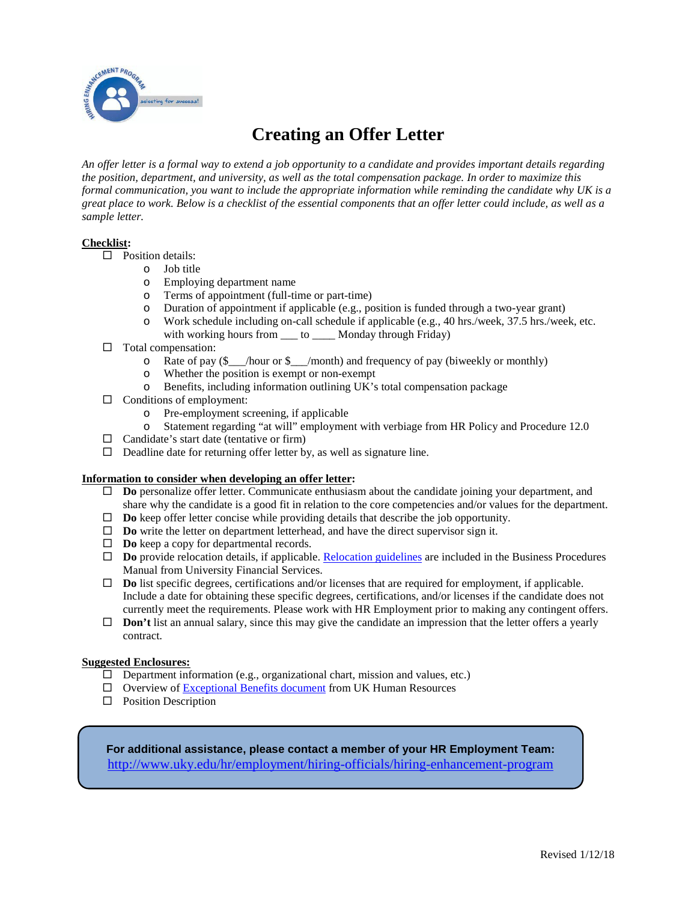# Creating an Offer Letter

*An offer letter is a formal way to extend a job opportunity to a candidate and provides important details regarding the position, department, and university, as well as the total compensation package. In order to maximize this formal communication, you want to include the appropriate information while reminding the candidate why UK is a great place to work. Below is a checklist of the essential components that an offer letter could include, as well as a sample letter.*

**Checklist:**

- ☐ Position details:
  - Job title
  - Employing department name
  - Terms of appointment (full-time or part-time)
  - Duration of appointment if applicable (e.g., position is funded through a two-year grant)
  - Work schedule including on-call schedule if applicable (e.g., 40 hrs./week, 37.5 hrs./week, etc. with working hours from ___ to ____ Monday through Friday)
- ☐ Total compensation:
  - Rate of pay ($___/hour or $___/month) and frequency of pay (biweekly or monthly)
  - Whether the position is exempt or non-exempt
  - Benefits, including information outlining UK's total compensation package
- ☐ Conditions of employment:
  - Pre-employment screening, if applicable
  - Statement regarding "at will" employment with verbiage from HR Policy and Procedure 12.0
- ☐ Candidate's start date (tentative or firm)
- ☐ Deadline date for returning offer letter by, as well as signature line.

**Information to consider when developing an offer letter:**

- ☐ **Do** personalize offer letter. Communicate enthusiasm about the candidate joining your department, and share why the candidate is a good fit in relation to the core competencies and/or values for the department.
- ☐ **Do** keep offer letter concise while providing details that describe the job opportunity.
- ☐ **Do** write the letter on department letterhead, and have the direct supervisor sign it.
- ☐ **Do** keep a copy for departmental records.
- ☐ **Do** provide relocation details, if applicable. Relocation guidelines are included in the Business Procedures Manual from University Financial Services.
- ☐ **Do** list specific degrees, certifications and/or licenses that are required for employment, if applicable. Include a date for obtaining these specific degrees, certifications, and/or licenses if the candidate does not currently meet the requirements. Please work with HR Employment prior to making any contingent offers.
- ☐ **Don't** list an annual salary, since this may give the candidate an impression that the letter offers a yearly contract.

**Suggested Enclosures:**

- ☐ Department information (e.g., organizational chart, mission and values, etc.)
- ☐ Overview of Exceptional Benefits document from UK Human Resources
- ☐ Position Description

**For additional assistance, please contact a member of your HR Employment Team:**
http://www.uky.edu/hr/employment/hiring-officials/hiring-enhancement-program

Revised 1/12/18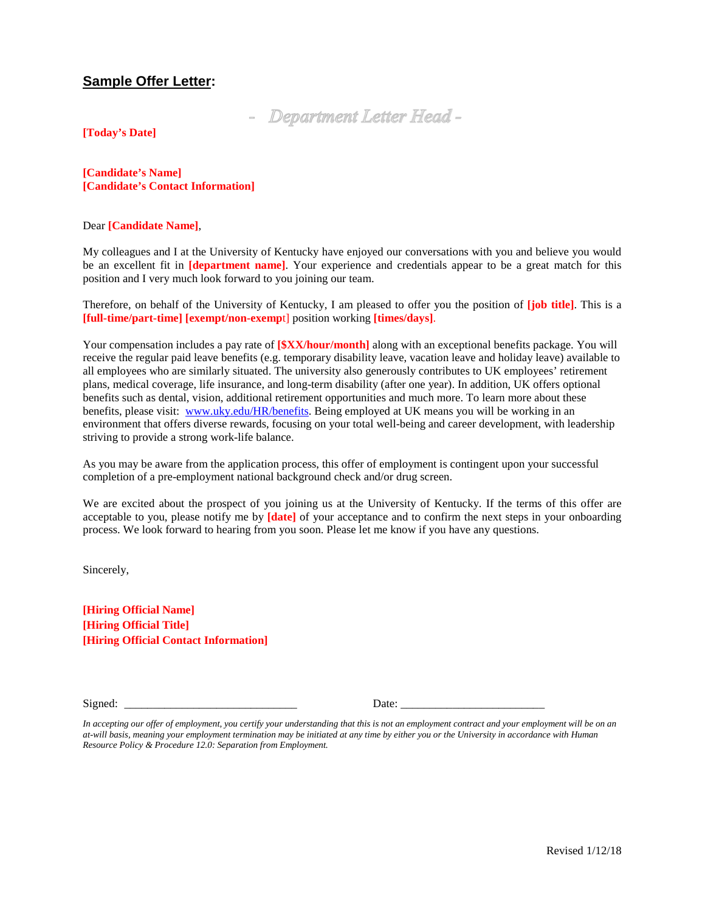## **Sample Offer Letter:**

*- Department Letter Head -*

**[Today's Date]**

**[Candidate's Name]**
**[Candidate's Contact Information]**

Dear **[Candidate Name]**,

My colleagues and I at the University of Kentucky have enjoyed our conversations with you and believe you would be an excellent fit in **[department name]**. Your experience and credentials appear to be a great match for this position and I very much look forward to you joining our team.

Therefore, on behalf of the University of Kentucky, I am pleased to offer you the position of **[job title]**. This is a **[full-time/part-time] [exempt/non-exempt]** position working **[times/days]**.

Your compensation includes a pay rate of **[$XX/hour/month]** along with an exceptional benefits package. You will receive the regular paid leave benefits (e.g. temporary disability leave, vacation leave and holiday leave) available to all employees who are similarly situated. The university also generously contributes to UK employees' retirement plans, medical coverage, life insurance, and long-term disability (after one year). In addition, UK offers optional benefits such as dental, vision, additional retirement opportunities and much more. To learn more about these benefits, please visit: www.uky.edu/HR/benefits. Being employed at UK means you will be working in an environment that offers diverse rewards, focusing on your total well-being and career development, with leadership striving to provide a strong work-life balance.

As you may be aware from the application process, this offer of employment is contingent upon your successful completion of a pre-employment national background check and/or drug screen.

We are excited about the prospect of you joining us at the University of Kentucky. If the terms of this offer are acceptable to you, please notify me by **[date]** of your acceptance and to confirm the next steps in your onboarding process. We look forward to hearing from you soon. Please let me know if you have any questions.

Sincerely,

**[Hiring Official Name]**
**[Hiring Official Title]**
**[Hiring Official Contact Information]**

Signed: ______________________________ Date: _________________________

*In accepting our offer of employment, you certify your understanding that this is not an employment contract and your employment will be on an at-will basis, meaning your employment termination may be initiated at any time by either you or the University in accordance with Human Resource Policy & Procedure 12.0: Separation from Employment.*

Revised 1/12/18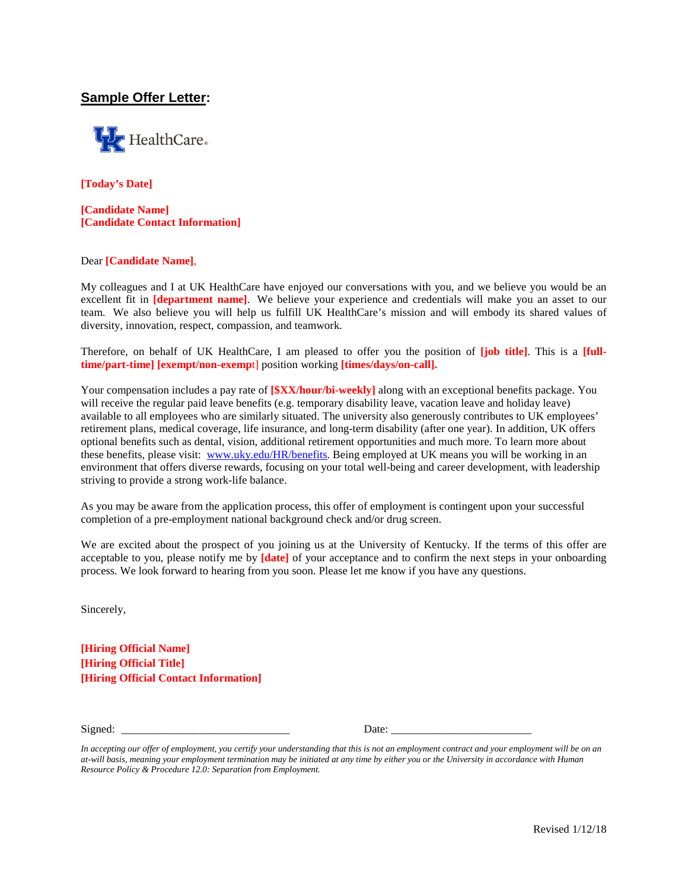## **Sample Offer Letter:**

UK HealthCare®

**[Today's Date]**

**[Candidate Name]**
**[Candidate Contact Information]**

Dear **[Candidate Name]**,

My colleagues and I at UK HealthCare have enjoyed our conversations with you, and we believe you would be an excellent fit in **[department name]**. We believe your experience and credentials will make you an asset to our team. We also believe you will help us fulfill UK HealthCare's mission and will embody its shared values of diversity, innovation, respect, compassion, and teamwork.

Therefore, on behalf of UK HealthCare, I am pleased to offer you the position of **[job title]**. This is a **[full-time/part-time] [exempt/non-exempt]** position working **[times/days/on-call].**

Your compensation includes a pay rate of **[$XX/hour/bi-weekly]** along with an exceptional benefits package. You will receive the regular paid leave benefits (e.g. temporary disability leave, vacation leave and holiday leave) available to all employees who are similarly situated. The university also generously contributes to UK employees' retirement plans, medical coverage, life insurance, and long-term disability (after one year). In addition, UK offers optional benefits such as dental, vision, additional retirement opportunities and much more. To learn more about these benefits, please visit: [www.uky.edu/HR/benefits](www.uky.edu/HR/benefits). Being employed at UK means you will be working in an environment that offers diverse rewards, focusing on your total well-being and career development, with leadership striving to provide a strong work-life balance.

As you may be aware from the application process, this offer of employment is contingent upon your successful completion of a pre-employment national background check and/or drug screen.

We are excited about the prospect of you joining us at the University of Kentucky. If the terms of this offer are acceptable to you, please notify me by **[date]** of your acceptance and to confirm the next steps in your onboarding process. We look forward to hearing from you soon. Please let me know if you have any questions.

Sincerely,

**[Hiring Official Name]**
**[Hiring Official Title]**
**[Hiring Official Contact Information]**

Signed: ______________________________ Date: _________________________

*In accepting our offer of employment, you certify your understanding that this is not an employment contract and your employment will be on an at-will basis, meaning your employment termination may be initiated at any time by either you or the University in accordance with Human Resource Policy & Procedure 12.0: Separation from Employment.*

Revised 1/12/18